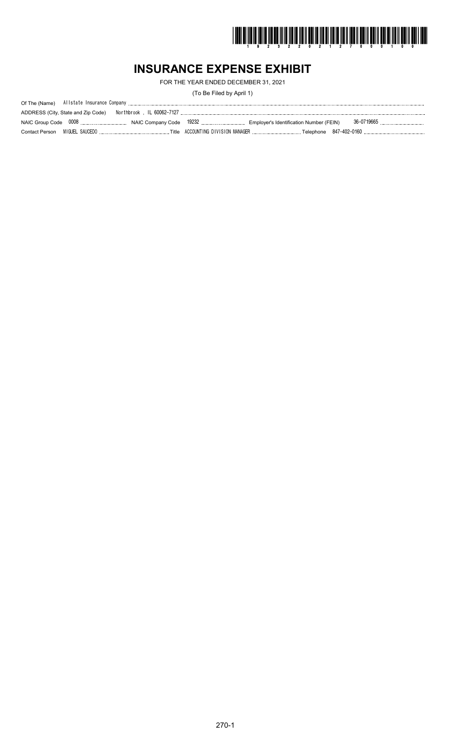# INSURANCE EXPENSE EXHIBIT

FOR THE YEAR ENDED DECEMBER 31, 2021

(To Be Filed by April 1)

Of The (Name) Allstate Insurance Company

ADDRESS (City, State and Zip Code) Northbrook , IL 60062-7127

NAIC Group Code 0008 NAIC Company Code 19232 Employer's Identification Number (FEIN) 36-0719665

Contact Person MIGUEL SAUCEDO Title ACCOUNTING DIVISION MANAGER Telephone 847-402-0160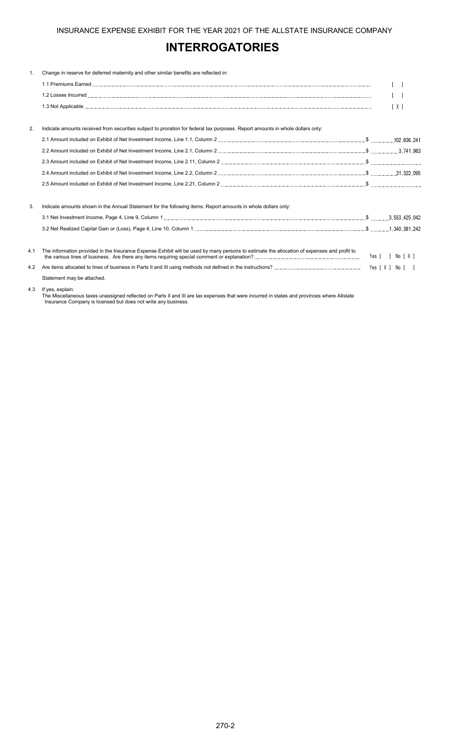INSURANCE EXPENSE EXHIBIT FOR THE YEAR 2021 OF THE ALLSTATE INSURANCE COMPANY

# INTERROGATORIES

1. Change in reserve for deferred maternity and other similar benefits are reflected in:

   1.1 Premiums Earned [ ]

   1.2 Losses Incurred [ ]

   1.3 Not Applicable [ X ]

2. Indicate amounts received from securities subject to proration for federal tax purposes. Report amounts in whole dollars only:

   2.1 Amount included on Exhibit of Net Investment Income, Line 1.1, Column 2 $ 102,836,241

   2.2 Amount included on Exhibit of Net Investment Income, Line 2.1, Column 2 $ 3,741,963

   2.3 Amount included on Exhibit of Net Investment Income, Line 2.11, Column 2 $

   2.4 Amount included on Exhibit of Net Investment Income, Line 2.2, Column 2 $ 31,322,095

   2.5 Amount included on Exhibit of Net Investment Income, Line 2.21, Column 2 $

3. Indicate amounts shown in the Annual Statement for the following items. Report amounts in whole dollars only:

   3.1 Net Investment Income, Page 4, Line 9, Column 1 $ 3,553,425,042

   3.2 Net Realized Capital Gain or (Loss), Page 4, Line 10, Column 1 $ 1,340,381,242

4.1 The information provided in the Insurance Expense Exhibit will be used by many persons to estimate the allocation of expenses and profit to the various lines of business. Are there any items requiring special comment or explanation? Yes [ ] No [ X ]

4.2 Are items allocated to lines of business in Parts II and III using methods not defined in the instructions? Yes [ X ] No [ ]

Statement may be attached.

4.3 If yes, explain:
The Miscellaneous taxes unassigned reflected on Parts II and III are tax expenses that were incurred in states and provinces where Allstate Insurance Company is licensed but does not write any business.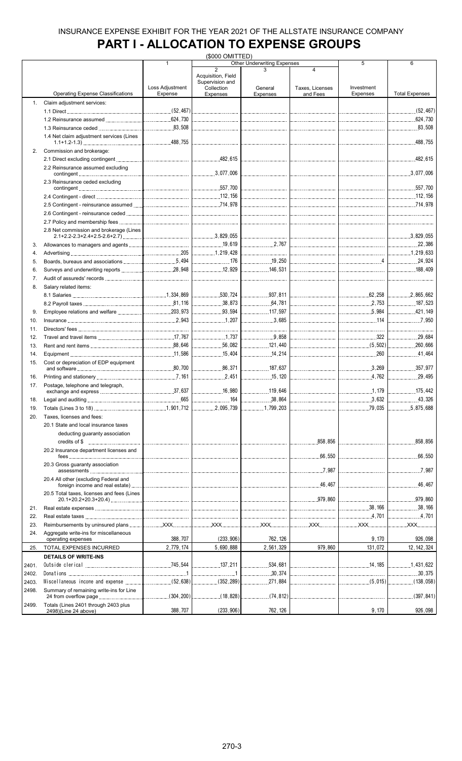# INSURANCE EXPENSE EXHIBIT FOR THE YEAR 2021 OF THE ALLSTATE INSURANCE COMPANY

## PART I - ALLOCATION TO EXPENSE GROUPS

($000 OMITTED)

| | Operating Expense Classifications | 1<br>Loss Adjustment Expense | Other Underwriting Expenses<br>2<br>Acquisition, Field Supervision and Collection Expenses | <br>3<br>General Expenses | <br>4<br>Taxes, Licenses and Fees | 5<br>Investment Expenses | 6<br>Total Expenses |
|---|---|---|---|---|---|---|---|
| 1. | Claim adjustment services: | | | | | | |
| | 1.1 Direct | (52,467) | | | | | (52,467) |
| | 1.2 Reinsurance assumed | 624,730 | | | | | 624,730 |
| | 1.3 Reinsurance ceded | 83,508 | | | | | 83,508 |
| | 1.4 Net claim adjustment services (Lines 1.1+1.2-1.3) | 488,755 | | | | | 488,755 |
| 2. | Commission and brokerage: | | | | | | |
| | 2.1 Direct excluding contingent | | 482,615 | | | | 482,615 |
| | 2.2 Reinsurance assumed excluding contingent | | 3,077,006 | | | | 3,077,006 |
| | 2.3 Reinsurance ceded excluding contingent | | 557,700 | | | | 557,700 |
| | 2.4 Contingent - direct | | 112,156 | | | | 112,156 |
| | 2.5 Contingent - reinsurance assumed | | 714,978 | | | | 714,978 |
| | 2.6 Contingent - reinsurance ceded | | | | | | |
| | 2.7 Policy and membership fees | | | | | | |
| | 2.8 Net commission and brokerage (Lines 2.1+2.2-2.3+2.4+2.5-2.6+2.7) | | 3,829,055 | | | | 3,829,055 |
| 3. | Allowances to managers and agents | | 19,619 | 2,767 | | | 22,386 |
| 4. | Advertising | 205 | 1,219,428 | | | | 1,219,633 |
| 5. | Boards, bureaus and associations | 5,494 | 176 | 19,250 | | 4 | 24,924 |
| 6. | Surveys and underwriting reports | 28,948 | 12,929 | 146,531 | | | 188,409 |
| 7. | Audit of assureds' records | | | | | | |
| 8. | Salary related items: | | | | | | |
| | 8.1 Salaries | 1,334,869 | 530,724 | 937,811 | | 62,258 | 2,865,662 |
| | 8.2 Payroll taxes | 81,116 | 38,873 | 64,781 | | 2,753 | 187,523 |
| 9. | Employee relations and welfare | 203,973 | 93,594 | 117,597 | | 5,984 | 421,149 |
| 10. | Insurance | 2,943 | 1,207 | 3,685 | | 114 | 7,950 |
| 11. | Directors' fees | | | | | | |
| 12. | Travel and travel items | 17,767 | 1,737 | 9,858 | | 322 | 29,684 |
| 13. | Rent and rent items | 88,646 | 56,082 | 121,440 | | (5,502) | 260,666 |
| 14. | Equipment | 11,586 | 15,404 | 14,214 | | 260 | 41,464 |
| 15. | Cost or depreciation of EDP equipment and software | 80,700 | 86,371 | 187,637 | | 3,269 | 357,977 |
| 16. | Printing and stationery | 7,161 | 2,451 | 15,120 | | 4,762 | 29,495 |
| 17. | Postage, telephone and telegraph, exchange and express | 37,637 | 16,980 | 119,646 | | 1,179 | 175,442 |
| 18. | Legal and auditing | 665 | 164 | 38,864 | | 3,632 | 43,326 |
| 19. | Totals (Lines 3 to 18) | 1,901,712 | 2,095,739 | 1,799,203 | | 79,035 | 5,875,688 |
| 20. | Taxes, licenses and fees: | | | | | | |
| | 20.1 State and local insurance taxes deducting guaranty association credits of $ | | | | 858,856 | | 858,856 |
| | 20.2 Insurance department licenses and fees | | | | 66,550 | | 66,550 |
| | 20.3 Gross guaranty association assessments | | | | 7,987 | | 7,987 |
| | 20.4 All other (excluding Federal and foreign income and real estate) | | | | 46,467 | | 46,467 |
| | 20.5 Total taxes, licenses and fees (Lines 20.1+20.2+20.3+20.4) | | | | 979,860 | | 979,860 |
| 21. | Real estate expenses | | | | | 38,166 | 38,166 |
| 22. | Real estate taxes | | | | | 4,701 | 4,701 |
| 23. | Reimbursements by uninsured plans | XXX | XXX | XXX | XXX | XXX | XXX |
| 24. | Aggregate write-ins for miscellaneous operating expenses | 388,707 | (233,906) | 762,126 | | 9,170 | 926,098 |
| 25. | TOTAL EXPENSES INCURRED | 2,779,174 | 5,690,888 | 2,561,329 | 979,860 | 131,072 | 12,142,324 |
| | **DETAILS OF WRITE-INS** | | | | | | |
| 2401. | Outside clerical | 745,544 | 137,211 | 534,681 | | 14,185 | 1,431,622 |
| 2402. | Donations | 1 | 1 | 30,374 | | | 30,375 |
| 2403. | Miscellaneous income and expense | (52,638) | (352,289) | 271,884 | | (5,015) | (138,058) |
| 2498. | Summary of remaining write-ins for Line 24 from overflow page | (304,200) | (18,828) | (74,812) | | | (397,841) |
| 2499. | Totals (Lines 2401 through 2403 plus 2498)(Line 24 above) | 388,707 | (233,906) | 762,126 | | 9,170 | 926,098 |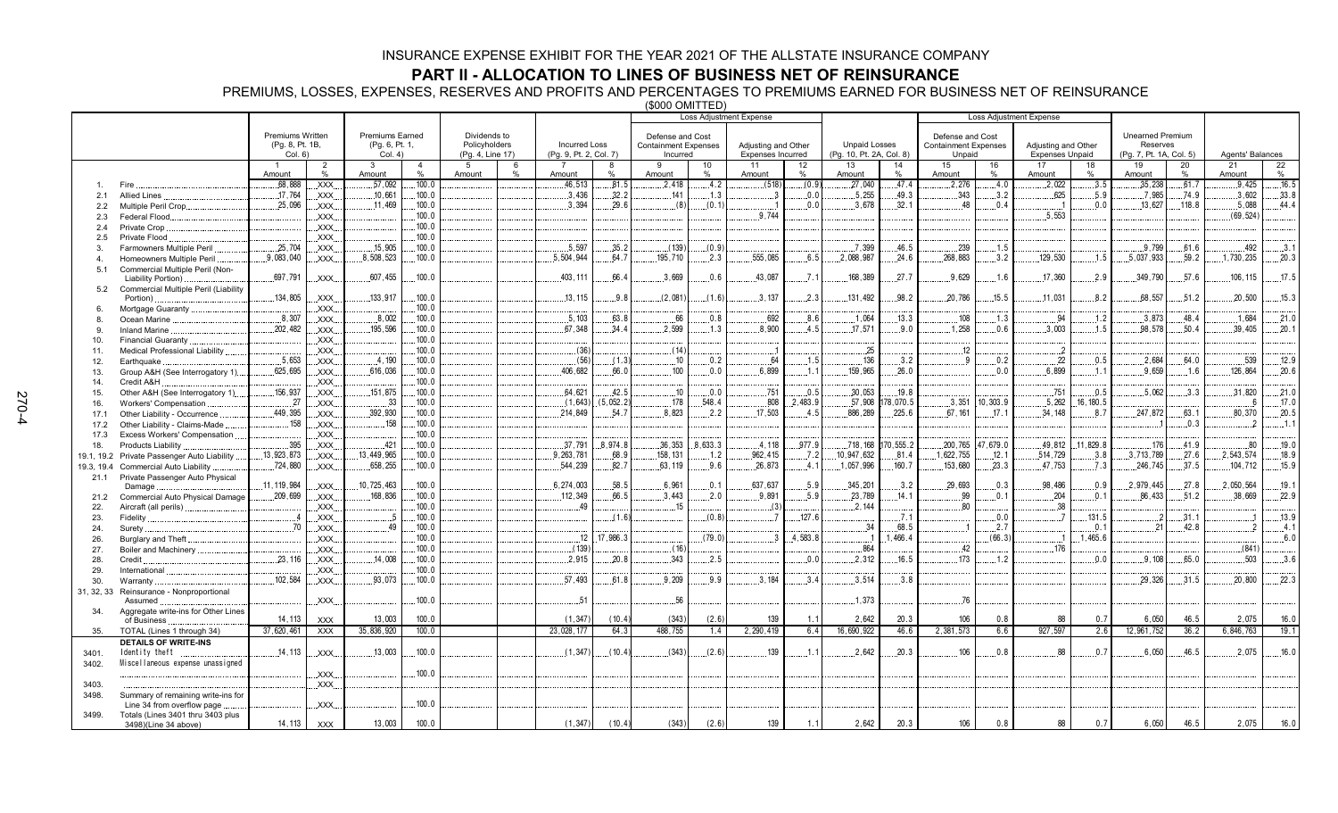# INSURANCE EXPENSE EXHIBIT FOR THE YEAR 2021 OF THE ALLSTATE INSURANCE COMPANY

## PART II - ALLOCATION TO LINES OF BUSINESS NET OF REINSURANCE

PREMIUMS, LOSSES, EXPENSES, RESERVES AND PROFITS AND PERCENTAGES TO PREMIUMS EARNED FOR BUSINESS NET OF REINSURANCE

($000 OMITTED)

| | | Premiums Written (Pg. 8, Pt. 1B, Col. 6) | | Premiums Earned (Pg. 6, Pt. 1, Col. 4) | | Dividends to Policyholders (Pg. 4, Line 17) | | Incurred Loss (Pg. 9, Pt. 2, Col. 7) | | Loss Adjustment Expense: Defense and Cost Containment Expenses Incurred | | Loss Adjustment Expense: Adjusting and Other Expenses Incurred | | Unpaid Losses (Pg. 10, Pt. 2A, Col. 8) | | Loss Adjustment Expense: Defense and Cost Containment Expenses Unpaid | | Loss Adjustment Expense: Adjusting and Other Expenses Unpaid | | Unearned Premium Reserves (Pg. 7, Pt. 1A, Col. 5) | | Agents' Balances | |
|---|---|---|---|---|---|---|---|---|---|---|---|---|---|---|---|---|---|---|---|---|---|---|---|
| | | 1 Amount | 2 % | 3 Amount | 4 % | 5 Amount | 6 % | 7 Amount | 8 % | 9 Amount | 10 % | 11 Amount | 12 % | 13 Amount | 14 % | 15 Amount | 16 % | 17 Amount | 18 % | 19 Amount | 20 % | 21 Amount | 22 % |
| 1. | Fire | 68,888 | XXX | 57,092 | 100.0 | | | 46,513 | 81.5 | 2,418 | 4.2 | (518) | (0.9) | 27,040 | 47.4 | 2,276 | 4.0 | 2,022 | 3.5 | 35,238 | 61.7 | 9,425 | 16.5 |
| 2.1 | Allied Lines | 17,764 | XXX | 10,661 | 100.0 | | | 3,436 | 32.2 | 141 | 1.3 | 3 | 0.0 | 5,255 | 49.3 | 343 | 3.2 | 625 | 5.9 | 7,985 | 74.9 | 3,602 | 33.8 |
| 2.2 | Multiple Peril Crop | 25,096 | XXX | 11,469 | 100.0 | | | 3,394 | 29.6 | (8) | (0.1) | 1 | 0.0 | 3,678 | 32.1 | 48 | 0.4 | 1 | 0.0 | 13,627 | 118.8 | 5,088 | 44.4 |
| 2.3 | Federal Flood | | XXX | | 100.0 | | | | | | | 9,744 | | | | | | 5,553 | | | | (69,524) | |
| 2.4 | Private Crop | | XXX | | 100.0 | | | | | | | | | | | | | | | | | | |
| 2.5 | Private Flood | | XXX | | 100.0 | | | | | | | | | | | | | | | | | | |
| 3. | Farmowners Multiple Peril | 25,704 | XXX | 15,905 | 100.0 | | | 5,597 | 35.2 | (139) | (0.9) | | | 7,399 | 46.5 | 239 | 1.5 | | | 9,799 | 61.6 | 492 | 3.1 |
| 4. | Homeowners Multiple Peril | 9,083,040 | XXX | 8,508,523 | 100.0 | | | 5,504,944 | 64.7 | 195,710 | 2.3 | 555,085 | 6.5 | 2,088,987 | 24.6 | 268,883 | 3.2 | 129,530 | 1.5 | 5,037,933 | 59.2 | 1,730,235 | 20.3 |
| 5.1 | Commercial Multiple Peril (Non-Liability Portion) | 697,791 | XXX | 607,455 | 100.0 | | | 403,111 | 66.4 | 3,669 | 0.6 | 43,087 | 7.1 | 168,389 | 27.7 | 9,629 | 1.6 | 17,360 | 2.9 | 349,790 | 57.6 | 106,115 | 17.5 |
| 5.2 | Commercial Multiple Peril (Liability Portion) | 134,805 | XXX | 133,917 | 100.0 | | | 13,115 | 9.8 | (2,081) | (1.6) | 3,137 | 2.3 | 131,492 | 98.2 | 20,786 | 15.5 | 11,031 | 8.2 | 68,557 | 51.2 | 20,500 | 15.3 |
| 6. | Mortgage Guaranty | | XXX | | 100.0 | | | | | | | | | | | | | | | | | | |
| 8. | Ocean Marine | 8,307 | XXX | 8,002 | 100.0 | | | 5,103 | 63.8 | 66 | 0.8 | 692 | 8.6 | 1,064 | 13.3 | 108 | 1.3 | 94 | 1.2 | 3,873 | 48.4 | 1,684 | 21.0 |
| 9. | Inland Marine | 202,482 | XXX | 195,596 | 100.0 | | | 67,348 | 34.4 | 2,599 | 1.3 | 8,900 | 4.5 | 17,571 | 9.0 | 1,258 | 0.6 | 3,003 | 1.5 | 98,578 | 50.4 | 39,405 | 20.1 |
| 10. | Financial Guaranty | | XXX | | 100.0 | | | | | | | | | | | | | | | | | | |
| 11. | Medical Professional Liability | | XXX | | 100.0 | | | (36) | | (14) | | 1 | | 25 | | 12 | | 2 | | | | | |
| 12. | Earthquake | 5,653 | XXX | 4,190 | 100.0 | | | (56) | (1.3) | 10 | 0.2 | 64 | 1.5 | 136 | 3.2 | 9 | 0.2 | 22 | 0.5 | 2,684 | 64.0 | 539 | 12.9 |
| 13. | Group A&H (See Interrogatory 1) | 625,695 | XXX | 616,036 | 100.0 | | | 406,682 | 66.0 | 100 | 0.0 | 6,899 | 1.1 | 159,965 | 26.0 | | 0.0 | 6,899 | 1.1 | 9,659 | 1.6 | 126,864 | 20.6 |
| 14. | Credit A&H | | XXX | | 100.0 | | | | | | | | | | | | | | | | | | |
| 15. | Other A&H (See Interrogatory 1) | 156,937 | XXX | 151,875 | 100.0 | | | 64,621 | 42.5 | 10 | 0.0 | 751 | 0.5 | 30,053 | 19.8 | | | 751 | 0.5 | 5,062 | 3.3 | 31,820 | 21.0 |
| 16. | Workers' Compensation | 27 | XXX | 33 | 100.0 | | | (1,643) | (5,052.2) | 178 | 548.4 | 808 | 2,483.9 | 57,908 | 178,070.5 | 3,351 | 10,303.9 | 5,262 | 16,180.5 | | | 6 | 17.0 |
| 17.1 | Other Liability - Occurrence | 449,395 | XXX | 392,930 | 100.0 | | | 214,849 | 54.7 | 8,823 | 2.2 | 17,503 | 4.5 | 886,289 | 225.6 | 67,161 | 17.1 | 34,148 | 8.7 | 247,872 | 63.1 | 80,370 | 20.5 |
| 17.2 | Other Liability - Claims-Made | 158 | XXX | 158 | 100.0 | | | | | | | | | | | | | | | 1 | 0.3 | 2 | 1.1 |
| 17.3 | Excess Workers' Compensation | | XXX | | 100.0 | | | | | | | | | | | | | | | | | | |
| 18. | Products Liability | 395 | XXX | 421 | 100.0 | | | 37,791 | 8,974.8 | 36,353 | 8,633.3 | 4,118 | 977.9 | 718,168 | 170,555.2 | 200,765 | 47,679.0 | 49,812 | 11,829.8 | 176 | 41.9 | 80 | 19.0 |
| 19.1, 19.2 | Private Passenger Auto Liability | 13,923,873 | XXX | 13,449,965 | 100.0 | | | 9,263,781 | 68.9 | 158,131 | 1.2 | 962,415 | 7.2 | 10,947,632 | 81.4 | 1,622,755 | 12.1 | 514,729 | 3.8 | 3,713,789 | 27.6 | 2,543,574 | 18.9 |
| 19.3, 19.4 | Commercial Auto Liability | 724,880 | XXX | 658,255 | 100.0 | | | 544,239 | 82.7 | 63,119 | 9.6 | 26,873 | 4.1 | 1,057,996 | 160.7 | 153,680 | 23.3 | 47,753 | 7.3 | 246,745 | 37.5 | 104,712 | 15.9 |
| 21.1 | Private Passenger Auto Physical Damage | 11,119,984 | XXX | 10,725,463 | 100.0 | | | 6,274,003 | 58.5 | 6,961 | 0.1 | 637,637 | 5.9 | 345,201 | 3.2 | 29,693 | 0.3 | 98,486 | 0.9 | 2,979,445 | 27.8 | 2,050,564 | 19.1 |
| 21.2 | Commercial Auto Physical Damage | 209,699 | XXX | 168,836 | 100.0 | | | 112,349 | 66.5 | 3,443 | 2.0 | 9,891 | 5.9 | 23,789 | 14.1 | 99 | 0.1 | 204 | 0.1 | 86,433 | 51.2 | 38,669 | 22.9 |
| 22. | Aircraft (all perils) | | XXX | | 100.0 | | | 49 | | 15 | | (3) | | 2,144 | | 80 | | 38 | | | | | |
| 23. | Fidelity | 4 | XXX | 5 | 100.0 | | | (1.6) | | (0.8) | | 7 | 127.6 | | 7.1 | | 0.0 | 7 | 131.5 | 2 | 31.1 | 1 | 13.9 |
| 24. | Surety | 70 | XXX | 49 | 100.0 | | | | | | | | | 34 | 68.5 | 1 | 2.7 | | 0.1 | 21 | 42.8 | 2 | 4.1 |
| 26. | Burglary and Theft | | XXX | | 100.0 | | | 12 | 17,986.3 | | (79.0) | 3 | 4,583.8 | 1 | 1,466.4 | | (66.3) | 1 | 1,465.6 | | | | 6.0 |
| 27. | Boiler and Machinery | | XXX | | 100.0 | | | (139) | | (16) | | | | 864 | | 42 | | 176 | | | | (841) | |
| 28. | Credit | 23,116 | XXX | 14,008 | 100.0 | | | 2,915 | 20.8 | 343 | 2.5 | | 0.0 | 2,312 | 16.5 | 173 | 1.2 | | 0.0 | 9,108 | 65.0 | 503 | 3.6 |
| 29. | International | | XXX | | 100.0 | | | | | | | | | | | | | | | | | | |
| 30. | Warranty | 102,584 | XXX | 93,073 | 100.0 | | | 57,493 | 61.8 | 9,209 | 9.9 | 3,184 | 3.4 | 3,514 | 3.8 | | | | | 29,326 | 31.5 | 20,800 | 22.3 |
| 31, 32, 33 | Reinsurance - Nonproportional Assumed | | XXX | | 100.0 | | | 51 | | 56 | | | | 1,373 | | 76 | | | | | | | |
| 34. | Aggregate write-ins for Other Lines of Business | 14,113 | XXX | 13,003 | 100.0 | | | (1,347) | (10.4) | (343) | (2.6) | 139 | 1.1 | 2,642 | 20.3 | 106 | 0.8 | 88 | 0.7 | 6,050 | 46.5 | 2,075 | 16.0 |
| 35. | TOTAL (Lines 1 through 34) | 37,620,461 | XXX | 35,836,920 | 100.0 | | | 23,028,177 | 64.3 | 488,755 | 1.4 | 2,290,419 | 6.4 | 16,690,922 | 46.6 | 2,381,573 | 6.6 | 927,597 | 2.6 | 12,961,752 | 36.2 | 6,846,763 | 19.1 |
| | **DETAILS OF WRITE-INS** | | | | | | | | | | | | | | | | | | | | | | |
| 3401. | Identity theft | 14,113 | XXX | 13,003 | 100.0 | | | (1,347) | (10.4) | (343) | (2.6) | 139 | 1.1 | 2,642 | 20.3 | 106 | 0.8 | 88 | 0.7 | 6,050 | 46.5 | 2,075 | 16.0 |
| 3402. | Miscellaneous expense unassigned | | XXX | | 100.0 | | | | | | | | | | | | | | | | | | |
| 3403. | | | XXX | | | | | | | | | | | | | | | | | | | | |
| 3498. | Summary of remaining write-ins for Line 34 from overflow page | | XXX | | 100.0 | | | | | | | | | | | | | | | | | | |
| 3499. | Totals (Lines 3401 thru 3403 plus 3498)(Line 34 above) | 14,113 | XXX | 13,003 | 100.0 | | | (1,347) | (10.4) | (343) | (2.6) | 139 | 1.1 | 2,642 | 20.3 | 106 | 0.8 | 88 | 0.7 | 6,050 | 46.5 | 2,075 | 16.0 |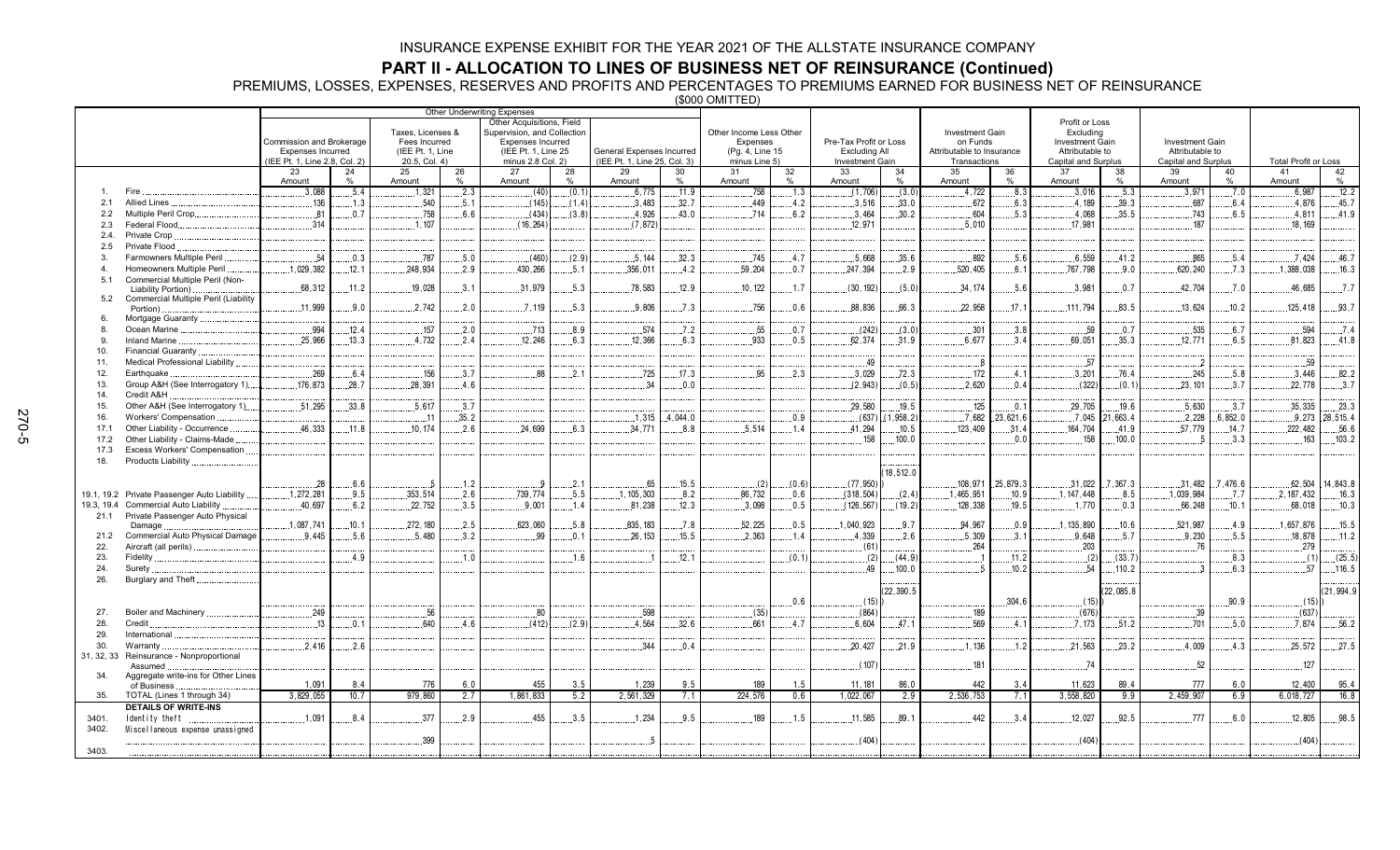# INSURANCE EXPENSE EXHIBIT FOR THE YEAR 2021 OF THE ALLSTATE INSURANCE COMPANY

## PART II - ALLOCATION TO LINES OF BUSINESS NET OF REINSURANCE (Continued)

PREMIUMS, LOSSES, EXPENSES, RESERVES AND PROFITS AND PERCENTAGES TO PREMIUMS EARNED FOR BUSINESS NET OF REINSURANCE

($000 OMITTED)

| | | Other Underwriting Expenses | | | | | | | | | | | | | | | | | | | |
|---|---|---|---|---|---|---|---|---|---|---|---|---|---|---|---|---|---|---|---|---|---|
| | | Commission and Brokerage Expenses Incurred (IEE Pt. 1, Line 2.8, Col. 2) | | Taxes, Licenses & Fees Incurred (IEE Pt. 1, Line 20.5, Col. 4) | | Other Acquisitions, Field Supervision, and Collection Expenses Incurred (IEE Pt. 1, Line 25 minus 2.8 Col. 2) | | General Expenses Incurred (IEE Pt. 1, Line 25, Col. 3) | | Other Income Less Other Expenses (Pg. 4, Line 15 minus Line 5) | | Pre-Tax Profit or Loss Excluding All Investment Gain | | Investment Gain on Funds Attributable to Insurance Transactions | | Profit or Loss Excluding Investment Gain Attributable to Capital and Surplus | | Investment Gain Attributable to Capital and Surplus | | Total Profit or Loss | |
| | | 23 Amount | 24 % | 25 Amount | 26 % | 27 Amount | 28 % | 29 Amount | 30 % | 31 Amount | 32 % | 33 Amount | 34 % | 35 Amount | 36 % | 37 Amount | 38 % | 39 Amount | 40 % | 41 Amount | 42 % |
| 1. | Fire | 3,088 | 5.4 | 1,321 | 2.3 | (40) | (0.1) | 6,775 | 11.9 | 758 | 1.3 | (1,706) | (3.0) | 4,722 | 8.3 | 3,016 | 5.3 | 3,971 | 7.0 | 6,987 | 12.2 |
| 2.1 | Allied Lines | 136 | 1.3 | 540 | 5.1 | (145) | (1.4) | 3,483 | 32.7 | 449 | 4.2 | 3,516 | 33.0 | 672 | 6.3 | 4,189 | 39.3 | 687 | 6.4 | 4,876 | 45.7 |
| 2.2 | Multiple Peril Crop | 81 | 0.7 | 758 | 6.6 | (434) | (3.8) | 4,926 | 43.0 | 714 | 6.2 | 3,464 | 30.2 | 604 | 5.3 | 4,068 | 35.5 | 743 | 6.5 | 4,811 | 41.9 |
| 2.3 | Federal Flood | 314 | | 1,107 | | (16,264) | | (7,872) | | | | 12,971 | | 5,010 | | 17,981 | | 187 | | 18,169 | |
| 2.4. | Private Crop | | | | | | | | | | | | | | | | | | | | |
| 2.5 | Private Flood | | | | | | | | | | | | | | | | | | | | |
| 3. | Farmowners Multiple Peril | 54 | 0.3 | 787 | 5.0 | (460) | (2.9) | 5,144 | 32.3 | 745 | 4.7 | 5,668 | 35.6 | 892 | 5.6 | 6,559 | 41.2 | 865 | 5.4 | 7,424 | 46.7 |
| 4. | Homeowners Multiple Peril | 1,029,382 | 12.1 | 248,934 | 2.9 | 430,266 | 5.1 | 356,011 | 4.2 | 59,204 | 0.7 | 247,394 | 2.9 | 520,405 | 6.1 | 767,798 | 9.0 | 620,240 | 7.3 | 1,388,038 | 16.3 |
| 5.1 | Commercial Multiple Peril (Non-Liability Portion) | 68,312 | 11.2 | 19,028 | 3.1 | 31,979 | 5.3 | 78,583 | 12.9 | 10,122 | 1.7 | (30,192) | (5.0) | 34,174 | 5.6 | 3,981 | 0.7 | 42,704 | 7.0 | 46,685 | 7.7 |
| 5.2 | Commercial Multiple Peril (Liability Portion) | 11,999 | 9.0 | 2,742 | 2.0 | 7,119 | 5.3 | 9,806 | 7.3 | 756 | 0.6 | 88,836 | 66.3 | 22,958 | 17.1 | 111,794 | 83.5 | 13,624 | 10.2 | 125,418 | 93.7 |
| 6. | Mortgage Guaranty | | | | | | | | | | | | | | | | | | | | |
| 8. | Ocean Marine | 994 | 12.4 | 157 | 2.0 | 713 | 8.9 | 574 | 7.2 | 55 | 0.7 | (242) | (3.0) | 301 | 3.8 | 59 | 0.7 | 535 | 6.7 | 594 | 7.4 |
| 9. | Inland Marine | 25,966 | 13.3 | 4,732 | 2.4 | 12,246 | 6.3 | 12,366 | 6.3 | 933 | 0.5 | 62,374 | 31.9 | 6,677 | 3.4 | 69,051 | 35.3 | 12,771 | 6.5 | 81,823 | 41.8 |
| 10. | Financial Guaranty | | | | | | | | | | | | | | | | | | | | |
| 11. | Medical Professional Liability | | | | | | | | | | | 49 | | 8 | | 57 | | 2 | | 59 | |
| 12. | Earthquake | 269 | 6.4 | 156 | 3.7 | 88 | 2.1 | 725 | 17.3 | 95 | 2.3 | 3,029 | 72.3 | 172 | 4.1 | 3,201 | 76.4 | 245 | 5.8 | 3,446 | 82.2 |
| 13. | Group A&H (See Interrogatory 1) | 176,873 | 28.7 | 28,391 | 4.6 | | | 34 | 0.0 | | | (2,943) | (0.5) | 2,620 | 0.4 | (322) | (0.1) | 23,101 | 3.7 | 22,778 | 3.7 |
| 14. | Credit A&H | | | | | | | | | | | | | | | | | | | | |
| 15. | Other A&H (See Interrogatory 1) | 51,295 | 33.8 | 5,617 | 3.7 | | | | | | | 29,580 | 19.5 | 125 | 0.1 | 29,705 | 19.6 | 5,630 | 3.7 | 35,335 | 23.3 |
| 16. | Workers' Compensation | | | 11 | 35.2 | | | 1,315 | 4,044.0 | | 0.9 | (637) | (1,958.2) | 7,682 | 23,621.6 | 7,045 | 21,663.4 | 2,228 | 6,852.0 | 9,273 | 28,515.4 |
| 17.1 | Other Liability - Occurrence | 46,333 | 11.8 | 10,174 | 2.6 | 24,699 | 6.3 | 34,771 | 8.8 | 5,514 | 1.4 | 41,294 | 10.5 | 123,409 | 31.4 | 164,704 | 41.9 | 57,779 | 14.7 | 222,482 | 56.6 |
| 17.2 | Other Liability - Claims-Made | | | | | | | | | | | 158 | 100.0 | | 0.0 | 158 | 100.0 | 5 | 3.3 | 163 | 103.2 |
| 17.3 | Excess Workers' Compensation | | | | | | | | | | | | | | | | | | | | |
| 18. | Products Liability | 28 | 6.6 | 5 | 1.2 | 9 | 2.1 | 65 | 15.5 | (2) | (0.6) | (77,950) | (18,512.0) | 108,971 | 25,879.3 | 31,022 | 7,367.3 | 31,482 | 7,476.6 | 62,504 | 14,843.8 |
| 19.1, 19.2 | Private Passenger Auto Liability | 1,272,281 | 9.5 | 353,514 | 2.6 | 739,774 | 5.5 | 1,105,303 | 8.2 | 86,732 | 0.6 | (318,504) | (2.4) | 1,465,951 | 10.9 | 1,147,448 | 8.5 | 1,039,984 | 7.7 | 2,187,432 | 16.3 |
| 19.3, 19.4 | Commercial Auto Liability | 40,697 | 6.2 | 22,752 | 3.5 | 9,001 | 1.4 | 81,238 | 12.3 | 3,098 | 0.5 | (126,567) | (19.2) | 128,338 | 19.5 | 1,770 | 0.3 | 66,248 | 10.1 | 68,018 | 10.3 |
| 21.1 | Private Passenger Auto Physical Damage | 1,087,741 | 10.1 | 272,180 | 2.5 | 623,060 | 5.8 | 835,183 | 7.8 | 52,225 | 0.5 | 1,040,923 | 9.7 | 94,967 | 0.9 | 1,135,890 | 10.6 | 521,987 | 4.9 | 1,657,876 | 15.5 |
| 21.2 | Commercial Auto Physical Damage | 9,445 | 5.6 | 5,480 | 3.2 | 99 | 0.1 | 26,153 | 15.5 | 2,363 | 1.4 | 4,339 | 2.6 | 5,309 | 3.1 | 9,648 | 5.7 | 9,230 | 5.5 | 18,878 | 11.2 |
| 22. | Aircraft (all perils) | | | | | | | | | | | (61) | | 264 | | 203 | | 76 | | 279 | |
| 23. | Fidelity | | 4.9 | | 1.0 | | 1.6 | 1 | 12.1 | | (0.1) | (2) | (44.9) | 1 | 11.2 | (2) | (33.7) | 1 | 8.3 | (1) | (25.5) |
| 24. | Surety | | | | | | | | | | | 49 | 100.0 | 5 | 10.2 | 54 | 110.2 | 3 | 6.3 | 57 | 116.5 |
| 26. | Burglary and Theft | | | | | | | | | | 0.6 | (15) | (22,390.5) | | 304.6 | (15) | (22,085.8) | | 90.9 | (15) | (21,994.9) |
| 27. | Boiler and Machinery | 249 | | 56 | | 80 | | 598 | | (35) | | (864) | | 189 | | (676) | | 39 | | (637) | |
| 28. | Credit | 13 | 0.1 | 640 | 4.6 | (412) | (2.9) | 4,564 | 32.6 | 661 | 4.7 | 6,604 | 47.1 | 569 | 4.1 | 7,173 | 51.2 | 701 | 5.0 | 7,874 | 56.2 |
| 29. | International | | | | | | | | | | | | | | | | | | | | |
| 30. | Warranty | 2,416 | 2.6 | | | | | 344 | 0.4 | | | 20,427 | 21.9 | 1,136 | 1.2 | 21,563 | 23.2 | 4,009 | 4.3 | 25,572 | 27.5 |
| 31, 32, 33 | Reinsurance - Nonproportional Assumed | | | | | | | | | | | (107) | | 181 | | 74 | | 52 | | 127 | |
| 34. | Aggregate write-ins for Other Lines of Business | 1,091 | 8.4 | 776 | 6.0 | 455 | 3.5 | 1,239 | 9.5 | 189 | 1.5 | 11,181 | 86.0 | 442 | 3.4 | 11,623 | 89.4 | 777 | 6.0 | 12,400 | 95.4 |
| 35. | TOTAL (Lines 1 through 34) | 3,829,055 | 10.7 | 979,860 | 2.7 | 1,861,833 | 5.2 | 2,561,329 | 7.1 | 224,576 | 0.6 | 1,022,067 | 2.9 | 2,536,753 | 7.1 | 3,558,820 | 9.9 | 2,459,907 | 6.9 | 6,018,727 | 16.8 |
| | DETAILS OF WRITE-INS | | | | | | | | | | | | | | | | | | | | |
| 3401. | Identity theft | 1,091 | 8.4 | 377 | 2.9 | 455 | 3.5 | 1,234 | 9.5 | 189 | 1.5 | 11,585 | 89.1 | 442 | 3.4 | 12,027 | 92.5 | 777 | 6.0 | 12,805 | 98.5 |
| 3402. | Miscellaneous expense unassigned | | | 399 | | | | 5 | | | | (404) | | | | (404) | | | | (404) | |
| 3403. | | | | | | | | | | | | | | | | | | | | | |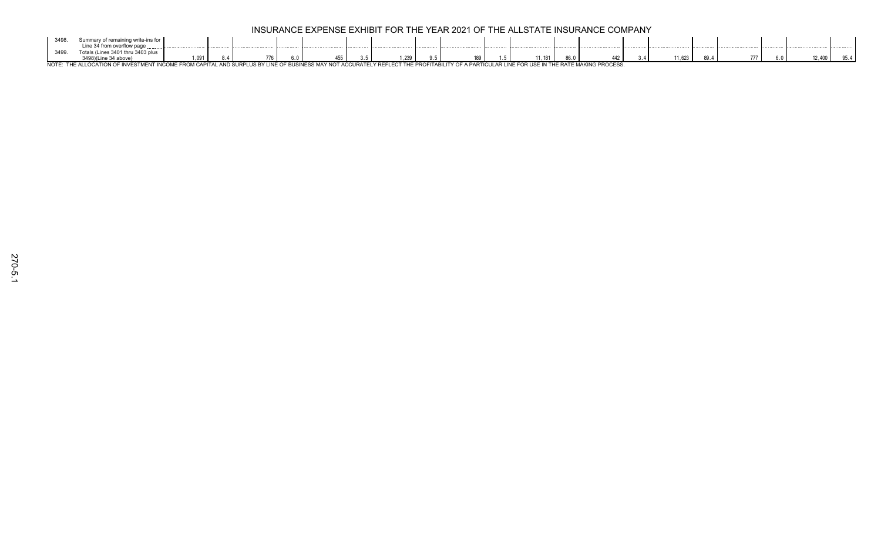# INSURANCE EXPENSE EXHIBIT FOR THE YEAR 2021 OF THE ALLSTATE INSURANCE COMPANY

| | | | | | | | | | | | | | | | | | | | | |
|---|---|---|---|---|---|---|---|---|---|---|---|---|---|---|---|---|---|---|---|---|
| 3498. | Summary of remaining write-ins for Line 34 from overflow page | | | | | | | | | | | | | | | | | | | |
| 3499. | Totals (Lines 3401 thru 3403 plus 3498)(Line 34 above) | 1,091 | 8.4 | 776 | 6.0 | 455 | 3.5 | 1,239 | 9.5 | 189 | 1.5 | 11,181 | 86.0 | 442 | 3.4 | 11,623 | 89.4 | 777 | 6.0 | 12,400 | 95.4 |

NOTE: THE ALLOCATION OF INVESTMENT INCOME FROM CAPITAL AND SURPLUS BY LINE OF BUSINESS MAY NOT ACCURATELY REFLECT THE PROFITABILITY OF A PARTICULAR LINE FOR USE IN THE RATE MAKING PROCESS.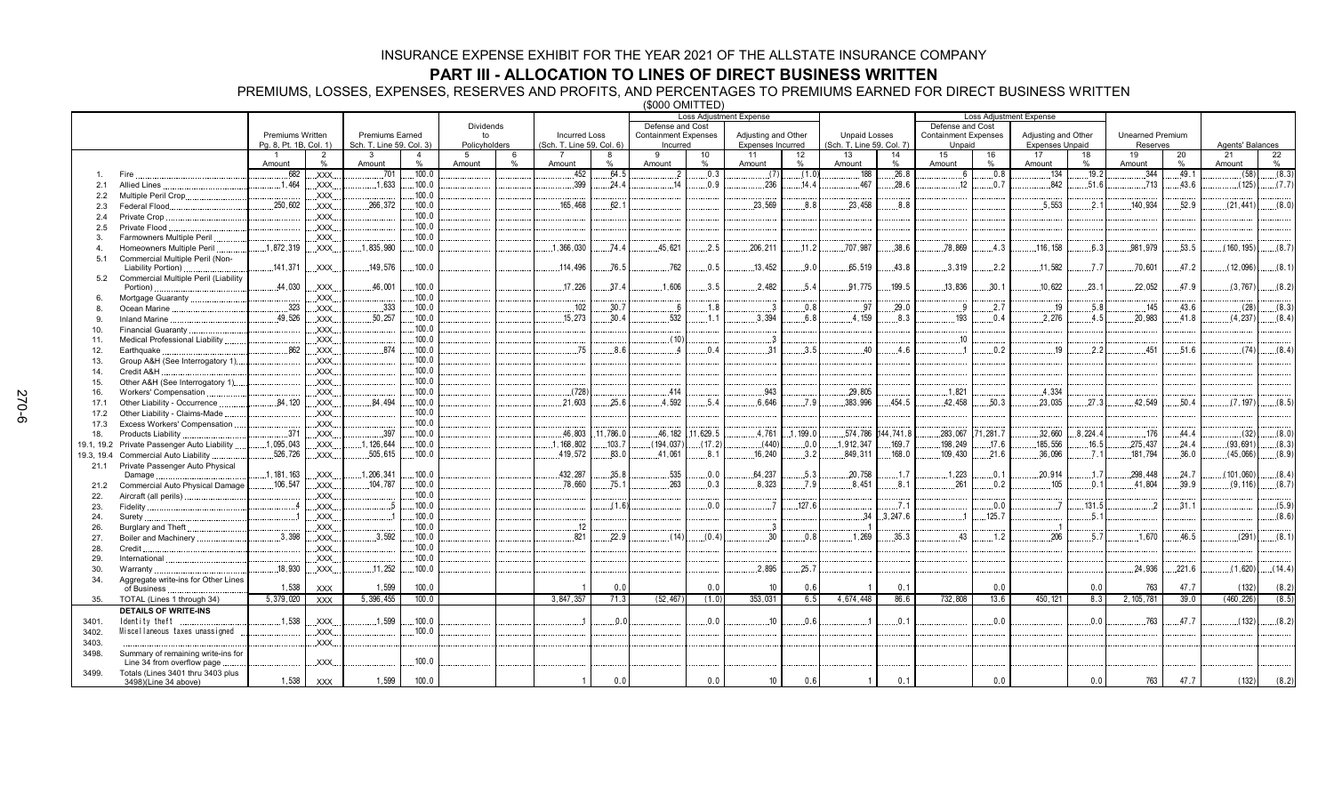# INSURANCE EXPENSE EXHIBIT FOR THE YEAR 2021 OF THE ALLSTATE INSURANCE COMPANY

## PART III - ALLOCATION TO LINES OF DIRECT BUSINESS WRITTEN

PREMIUMS, LOSSES, EXPENSES, RESERVES AND PROFITS, AND PERCENTAGES TO PREMIUMS EARNED FOR DIRECT BUSINESS WRITTEN

($000 OMITTED)

| | | Premiums Written Pg. 8, Pt. 1B, Col. 1) | | Premiums Earned Sch. T, Line 59, Col. 3) | | Dividends to Policyholders | | Incurred Loss (Sch. T, Line 59, Col. 6) | | Loss Adjustment Expense: Defense and Cost Containment Expenses Incurred | | Loss Adjustment Expense: Adjusting and Other Expenses Incurred | | Unpaid Losses (Sch. T, Line 59, Col. 7) | | Loss Adjustment Expense: Defense and Cost Containment Expenses Unpaid | | Loss Adjustment Expense: Adjusting and Other Expenses Unpaid | | Unearned Premium Reserves | | Agents' Balances | |
|---|---|---|---|---|---|---|---|---|---|---|---|---|---|---|---|---|---|---|---|---|---|---|---|
| | | 1 Amount | 2 % | 3 Amount | 4 % | 5 Amount | 6 % | 7 Amount | 8 % | 9 Amount | 10 % | 11 Amount | 12 % | 13 Amount | 14 % | 15 Amount | 16 % | 17 Amount | 18 % | 19 Amount | 20 % | 21 Amount | 22 % |
| 1. | Fire | 682 | XXX | 701 | 100.0 | | | 452 | 64.5 | 2 | 0.3 | (7) | (1.0) | 188 | 26.8 | 6 | 0.8 | 134 | 19.2 | 344 | 49.1 | (58) | (8.3) |
| 2.1 | Allied Lines | 1,464 | XXX | 1,633 | 100.0 | | | 399 | 24.4 | 14 | 0.9 | 236 | 14.4 | 467 | 28.6 | 12 | 0.7 | 842 | 51.6 | 713 | 43.6 | (125) | (7.7) |
| 2.2 | Multiple Peril Crop | | XXX | | 100.0 | | | | | | | | | | | | | | | | | | |
| 2.3 | Federal Flood | 250,602 | XXX | 266,372 | 100.0 | | | 165,468 | 62.1 | | | 23,569 | 8.8 | 23,458 | 8.8 | | | 5,553 | 2.1 | 140,934 | 52.9 | (21,441) | (8.0) |
| 2.4 | Private Crop | | XXX | | 100.0 | | | | | | | | | | | | | | | | | | |
| 2.5 | Private Flood | | XXX | | 100.0 | | | | | | | | | | | | | | | | | | |
| 3. | Farmowners Multiple Peril | | XXX | | 100.0 | | | | | | | | | | | | | | | | | | |
| 4. | Homeowners Multiple Peril | 1,872,319 | XXX | 1,835,980 | 100.0 | | | 1,366,030 | 74.4 | 45,621 | 2.5 | 206,211 | 11.2 | 707,987 | 38.6 | 78,869 | 4.3 | 116,158 | 6.3 | 981,979 | 53.5 | (160,195) | (8.7) |
| 5.1 | Commercial Multiple Peril (Non-Liability Portion) | 141,371 | XXX | 149,576 | 100.0 | | | 114,496 | 76.5 | 762 | 0.5 | 13,452 | 9.0 | 65,519 | 43.8 | 3,319 | 2.2 | 11,582 | 7.7 | 70,601 | 47.2 | (12,096) | (8.1) |
| 5.2 | Commercial Multiple Peril (Liability Portion) | 44,030 | XXX | 46,001 | 100.0 | | | 17,226 | 37.4 | 1,606 | 3.5 | 2,482 | 5.4 | 91,775 | 199.5 | 13,836 | 30.1 | 10,622 | 23.1 | 22,052 | 47.9 | (3,767) | (8.2) |
| 6. | Mortgage Guaranty | | XXX | | 100.0 | | | | | | | | | | | | | | | | | | |
| 8. | Ocean Marine | 323 | XXX | 333 | 100.0 | | | 102 | 30.7 | 6 | 1.8 | 3 | 0.8 | 97 | 29.0 | 9 | 2.7 | 19 | 5.8 | 145 | 43.6 | (28) | (8.3) |
| 9. | Inland Marine | 49,526 | XXX | 50,257 | 100.0 | | | 15,273 | 30.4 | 532 | 1.1 | 3,394 | 6.8 | 4,159 | 8.3 | 193 | 0.4 | 2,276 | 4.5 | 20,983 | 41.8 | (4,237) | (8.4) |
| 10. | Financial Guaranty | | XXX | | 100.0 | | | | | | | | | | | | | | | | | | |
| 11. | Medical Professional Liability | | XXX | | 100.0 | | | | | (10) | | 3 | | | | 10 | | | | | | | |
| 12. | Earthquake | 862 | XXX | 874 | 100.0 | | | 75 | 8.6 | 4 | 0.4 | 31 | 3.5 | 40 | 4.6 | 1 | 0.2 | 19 | 2.2 | 451 | 51.6 | (74) | (8.4) |
| 13. | Group A&H (See Interrogatory 1) | | XXX | | 100.0 | | | | | | | | | | | | | | | | | | |
| 14. | Credit A&H | | XXX | | 100.0 | | | | | | | | | | | | | | | | | | |
| 15. | Other A&H (See Interrogatory 1) | | XXX | | 100.0 | | | | | | | | | | | | | | | | | | |
| 16. | Workers' Compensation | | XXX | | 100.0 | | | (728) | | 414 | | 943 | | 29,805 | | 1,821 | | 4,334 | | | | | |
| 17.1 | Other Liability - Occurrence | 84,120 | XXX | 84,494 | 100.0 | | | 21,603 | 25.6 | 4,592 | 5.4 | 6,646 | 7.9 | 383,996 | 454.5 | 42,458 | 50.3 | 23,035 | 27.3 | 42,549 | 50.4 | (7,197) | (8.5) |
| 17.2 | Other Liability - Claims-Made | | XXX | | 100.0 | | | | | | | | | | | | | | | | | | |
| 17.3 | Excess Workers' Compensation | | XXX | | 100.0 | | | | | | | | | | | | | | | | | | |
| 18. | Products Liability | 371 | XXX | 397 | 100.0 | | | 46,803 | 11,786.0 | 46,182 | 11,629.5 | 4,761 | 1,199.0 | 574,786 | 144,741.8 | 283,067 | 71,281.7 | 32,660 | 8,224.4 | 176 | 44.4 | (32) | (8.0) |
| 19.1, 19.2 | Private Passenger Auto Liability | 1,095,043 | XXX | 1,126,644 | 100.0 | | | 1,168,802 | 103.7 | (194,037) | (17.2) | (440) | 0.0 | 1,912,347 | 169.7 | 198,249 | 17.6 | 185,556 | 16.5 | 275,437 | 24.4 | (93,691) | (8.3) |
| 19.3, 19.4 | Commercial Auto Liability | 526,726 | XXX | 505,615 | 100.0 | | | 419,572 | 83.0 | 41,061 | 8.1 | 16,240 | 3.2 | 849,311 | 168.0 | 109,430 | 21.6 | 36,096 | 7.1 | 181,794 | 36.0 | (45,066) | (8.9) |
| 21.1 | Private Passenger Auto Physical Damage | 1,181,163 | XXX | 1,206,341 | 100.0 | | | 432,287 | 35.8 | 535 | 0.0 | 64,237 | 5.3 | 20,758 | 1.7 | 1,223 | 0.1 | 20,914 | 1.7 | 298,448 | 24.7 | (101,060) | (8.4) |
| 21.2 | Commercial Auto Physical Damage | 106,547 | XXX | 104,787 | 100.0 | | | 78,660 | 75.1 | 263 | 0.3 | 8,323 | 7.9 | 8,451 | 8.1 | 261 | 0.2 | 105 | 0.1 | 41,804 | 39.9 | (9,116) | (8.7) |
| 22. | Aircraft (all perils) | | XXX | | 100.0 | | | | | | | | | | | | | | | | | | |
| 23. | Fidelity | 4 | XXX | 5 | 100.0 | | | | (1.6) | | 0.0 | 7 | 127.6 | | 7.1 | | 0.0 | 7 | 131.5 | 2 | 31.1 | | (5.9) |
| 24. | Surety | 1 | XXX | 1 | 100.0 | | | | | | | | | 34 | 3,247.6 | 1 | 125.7 | | 5.1 | | | | (8.6) |
| 26. | Burglary and Theft | | XXX | | 100.0 | | | 12 | | | | 3 | | 1 | | | | 1 | | | | | |
| 27. | Boiler and Machinery | 3,398 | XXX | 3,592 | 100.0 | | | 821 | 22.9 | (14) | (0.4) | 30 | 0.8 | 1,269 | 35.3 | 43 | 1.2 | 206 | 5.7 | 1,670 | 46.5 | (291) | (8.1) |
| 28. | Credit | | XXX | | 100.0 | | | | | | | | | | | | | | | | | | |
| 29. | International | | XXX | | 100.0 | | | | | | | | | | | | | | | | | | |
| 30. | Warranty | 18,930 | XXX | 11,252 | 100.0 | | | | | | | 2,895 | 25.7 | | | | | | | 24,936 | 221.6 | (1,620) | (14.4) |
| 34. | Aggregate write-ins for Other Lines of Business | 1,538 | XXX | 1,599 | 100.0 | | | 1 | 0.0 | | 0.0 | 10 | 0.6 | 1 | 0.1 | | 0.0 | | 0.0 | 763 | 47.7 | (132) | (8.2) |
| 35. | TOTAL (Lines 1 through 34) | 5,379,020 | XXX | 5,396,455 | 100.0 | | | 3,847,357 | 71.3 | (52,467) | (1.0) | 353,031 | 6.5 | 4,674,448 | 86.6 | 732,808 | 13.6 | 450,121 | 8.3 | 2,105,781 | 39.0 | (460,226) | (8.5) |
| | **DETAILS OF WRITE-INS** | | | | | | | | | | | | | | | | | | | | | | |
| 3401. | Identity theft | 1,538 | XXX | 1,599 | 100.0 | | | 1 | 0.0 | | 0.0 | 10 | 0.6 | 1 | 0.1 | | 0.0 | | 0.0 | 763 | 47.7 | (132) | (8.2) |
| 3402. | Miscellaneous taxes unassigned | | XXX | | 100.0 | | | | | | | | | | | | | | | | | | |
| 3403. | | | XXX | | | | | | | | | | | | | | | | | | | | |
| 3498. | Summary of remaining write-ins for Line 34 from overflow page | | XXX | | 100.0 | | | | | | | | | | | | | | | | | | |
| 3499. | Totals (Lines 3401 thru 3403 plus 3498)(Line 34 above) | 1,538 | XXX | 1,599 | 100.0 | | | 1 | 0.0 | | 0.0 | 10 | 0.6 | 1 | 0.1 | | 0.0 | | 0.0 | 763 | 47.7 | (132) | (8.2) |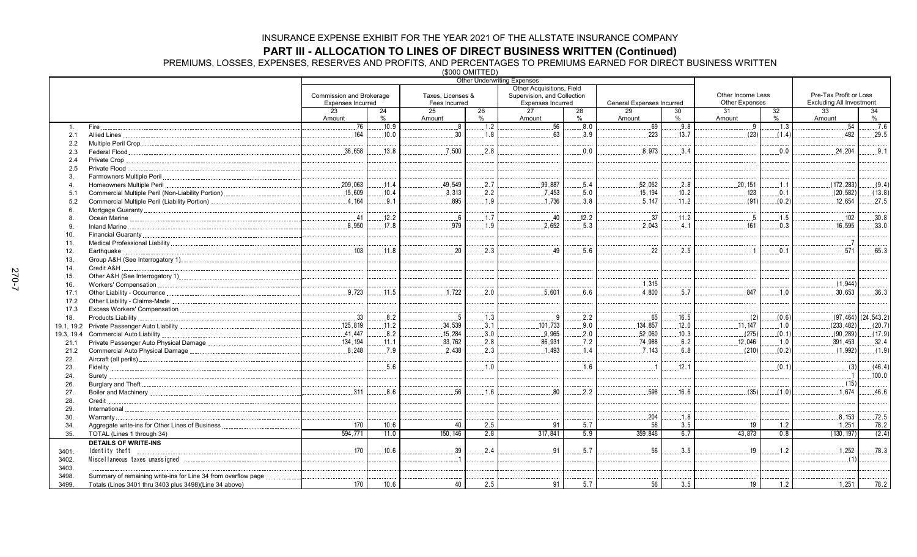INSURANCE EXPENSE EXHIBIT FOR THE YEAR 2021 OF THE ALLSTATE INSURANCE COMPANY

## PART III - ALLOCATION TO LINES OF DIRECT BUSINESS WRITTEN (Continued)

PREMIUMS, LOSSES, EXPENSES, RESERVES AND PROFITS, AND PERCENTAGES TO PREMIUMS EARNED FOR DIRECT BUSINESS WRITTEN

($000 OMITTED)

| | | Other Underwriting Expenses | | | | | | | | | | | |
|---|---|---|---|---|---|---|---|---|---|---|---|---|---|
| | | Commission and Brokerage Expenses Incurred | | Taxes, Licenses & Fees Incurred | | Other Acquisitions, Field Supervision, and Collection Expenses Incurred | | General Expenses Incurred | | Other Income Less Other Expenses | | Pre-Tax Profit or Loss Excluding All Investment | |
| | | 23 Amount | 24 % | 25 Amount | 26 % | 27 Amount | 28 % | 29 Amount | 30 % | 31 Amount | 32 % | 33 Amount | 34 % |
| 1. | Fire | 76 | 10.9 | 8 | 1.2 | 56 | 8.0 | 69 | 9.8 | 9 | 1.3 | 54 | 7.6 |
| 2.1 | Allied Lines | 164 | 10.0 | 30 | 1.8 | 63 | 3.9 | 223 | 13.7 | (23) | (1.4) | 482 | 29.5 |
| 2.2 | Multiple Peril Crop | | | | | | | | | | | | |
| 2.3 | Federal Flood | 36,658 | 13.8 | 7,500 | 2.8 | | 0.0 | 8,973 | 3.4 | | 0.0 | 24,204 | 9.1 |
| 2.4 | Private Crop | | | | | | | | | | | | |
| 2.5 | Private Flood | | | | | | | | | | | | |
| 3. | Farmowners Multiple Peril | | | | | | | | | | | | |
| 4. | Homeowners Multiple Peril | 209,063 | 11.4 | 49,549 | 2.7 | 99,887 | 5.4 | 52,052 | 2.8 | 20,151 | 1.1 | (172,283) | (9.4) |
| 5.1 | Commercial Multiple Peril (Non-Liability Portion) | 15,609 | 10.4 | 3,313 | 2.2 | 7,453 | 5.0 | 15,194 | 10.2 | 123 | 0.1 | (20,582) | (13.8) |
| 5.2 | Commercial Multiple Peril (Liability Portion) | 4,164 | 9.1 | 895 | 1.9 | 1,736 | 3.8 | 5,147 | 11.2 | (91) | (0.2) | 12,654 | 27.5 |
| 6. | Mortgage Guaranty | | | | | | | | | | | | |
| 8. | Ocean Marine | 41 | 12.2 | 6 | 1.7 | 40 | 12.2 | 37 | 11.2 | 5 | 1.5 | 102 | 30.8 |
| 9. | Inland Marine | 8,950 | 17.8 | 979 | 1.9 | 2,652 | 5.3 | 2,043 | 4.1 | 161 | 0.3 | 16,595 | 33.0 |
| 10. | Financial Guaranty | | | | | | | | | | | | |
| 11. | Medical Professional Liability | | | | | | | | | | | 7 | |
| 12. | Earthquake | 103 | 11.8 | 20 | 2.3 | 49 | 5.6 | 22 | 2.5 | 1 | 0.1 | 571 | 65.3 |
| 13. | Group A&H (See Interrogatory 1) | | | | | | | | | | | | |
| 14. | Credit A&H | | | | | | | | | | | | |
| 15. | Other A&H (See Interrogatory 1) | | | | | | | | | | | | |
| 16. | Workers' Compensation | | | | | | | 1,315 | | | | (1,944) | |
| 17.1 | Other Liability - Occurrence | 9,723 | 11.5 | 1,722 | 2.0 | 5,601 | 6.6 | 4,800 | 5.7 | 847 | 1.0 | 30,653 | 36.3 |
| 17.2 | Other Liability - Claims-Made | | | | | | | | | | | | |
| 17.3 | Excess Workers' Compensation | | | | | | | | | | | | |
| 18. | Products Liability | 33 | 8.2 | 5 | 1.3 | 9 | 2.2 | 65 | 16.5 | (2) | (0.6) | (97,464) | (24,543.2) |
| 19.1, 19.2 | Private Passenger Auto Liability | 125,819 | 11.2 | 34,539 | 3.1 | 101,733 | 9.0 | 134,857 | 12.0 | 11,147 | 1.0 | (233,482) | (20.7) |
| 19.3, 19.4 | Commercial Auto Liability | 41,447 | 8.2 | 15,284 | 3.0 | 9,965 | 2.0 | 52,060 | 10.3 | (275) | (0.1) | (90,289) | (17.9) |
| 21.1 | Private Passenger Auto Physical Damage | 134,194 | 11.1 | 33,762 | 2.8 | 86,931 | 7.2 | 74,988 | 6.2 | 12,046 | 1.0 | 391,453 | 32.4 |
| 21.2 | Commercial Auto Physical Damage | 8,248 | 7.9 | 2,438 | 2.3 | 1,493 | 1.4 | 7,143 | 6.8 | (210) | (0.2) | (1,992) | (1.9) |
| 22. | Aircraft (all perils) | | | | | | | | | | | | |
| 23. | Fidelity | | 5.6 | | 1.0 | | 1.6 | 1 | 12.1 | | (0.1) | (3) | (46.4) |
| 24. | Surety | | | | | | | | | | | 1 | 100.0 |
| 26. | Burglary and Theft | | | | | | | | | | | (15) | |
| 27. | Boiler and Machinery | 311 | 8.6 | 56 | 1.6 | 80 | 2.2 | 598 | 16.6 | (35) | (1.0) | 1,674 | 46.6 |
| 28. | Credit | | | | | | | | | | | | |
| 29. | International | | | | | | | | | | | | |
| 30. | Warranty | | | | | | | 204 | 1.8 | | | 8,153 | 72.5 |
| 34. | Aggregate write-ins for Other Lines of Business | 170 | 10.6 | 40 | 2.5 | 91 | 5.7 | 56 | 3.5 | 19 | 1.2 | 1,251 | 78.2 |
| 35. | TOTAL (Lines 1 through 34) | 594,771 | 11.0 | 150,146 | 2.8 | 317,841 | 5.9 | 359,846 | 6.7 | 43,873 | 0.8 | (130,197) | (2.4) |
| | **DETAILS OF WRITE-INS** | | | | | | | | | | | | |
| 3401. | Identity theft | 170 | 10.6 | 39 | 2.4 | 91 | 5.7 | 56 | 3.5 | 19 | 1.2 | 1,252 | 78.3 |
| 3402. | Miscellaneous taxes unassigned | | | 1 | | | | | | | | (1) | |
| 3403. | | | | | | | | | | | | | |
| 3498. | Summary of remaining write-ins for Line 34 from overflow page | | | | | | | | | | | | |
| 3499. | Totals (Lines 3401 thru 3403 plus 3498)(Line 34 above) | 170 | 10.6 | 40 | 2.5 | 91 | 5.7 | 56 | 3.5 | 19 | 1.2 | 1,251 | 78.2 |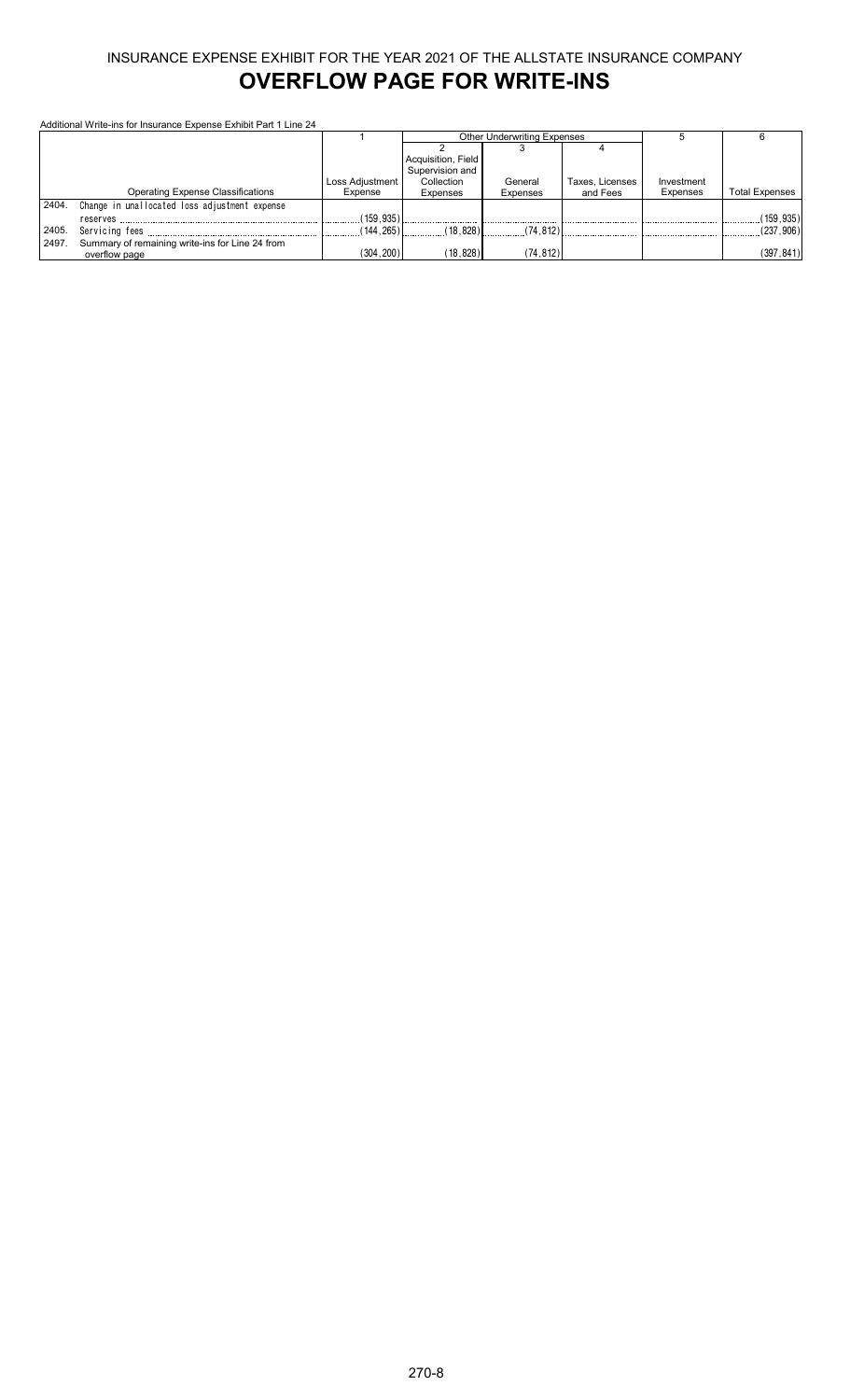INSURANCE EXPENSE EXHIBIT FOR THE YEAR 2021 OF THE ALLSTATE INSURANCE COMPANY

# OVERFLOW PAGE FOR WRITE-INS

Additional Write-ins for Insurance Expense Exhibit Part 1 Line 24

| | | 1 | Other Underwriting Expenses | | | 5 | 6 |
|---|---|---|---|---|---|---|---|
| | | | 2 | 3 | 4 | | |
| | Operating Expense Classifications | Loss Adjustment Expense | Acquisition, Field Supervision and Collection Expenses | General Expenses | Taxes, Licenses and Fees | Investment Expenses | Total Expenses |
| 2404. | Change in unallocated loss adjustment expense reserves | (159,935) | | | | | (159,935) |
| 2405. | Servicing fees | (144,265) | (18,828) | (74,812) | | | (237,906) |
| 2497. | Summary of remaining write-ins for Line 24 from overflow page | (304,200) | (18,828) | (74,812) | | | (397,841) |